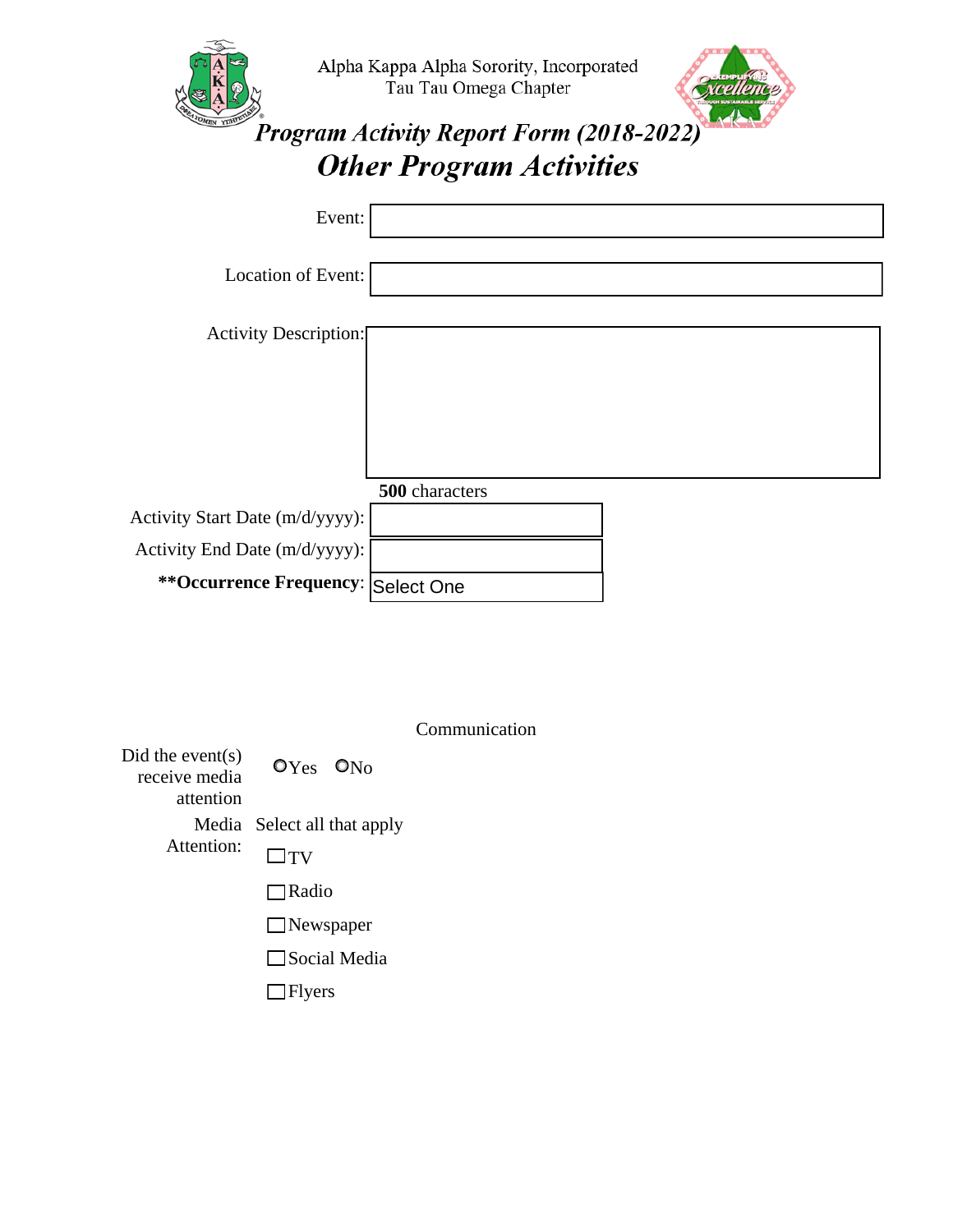Alpha Kappa Alpha Sorority, Incorporated
Tau Tau Omega Chapter

# *Program Activity Report Form (2018-2022)*

## *Other Program Activities*

Event:

Location of Event:

Activity Description:

**500** characters

Activity Start Date (m/d/yyyy):

Activity End Date (m/d/yyyy):

****Occurrence Frequency**: Select One

Communication

Did the event(s) receive media attention: ○Yes ○No

Media Attention: Select all that apply

- ☐ TV
- ☐ Radio
- ☐ Newspaper
- ☐ Social Media
- ☐ Flyers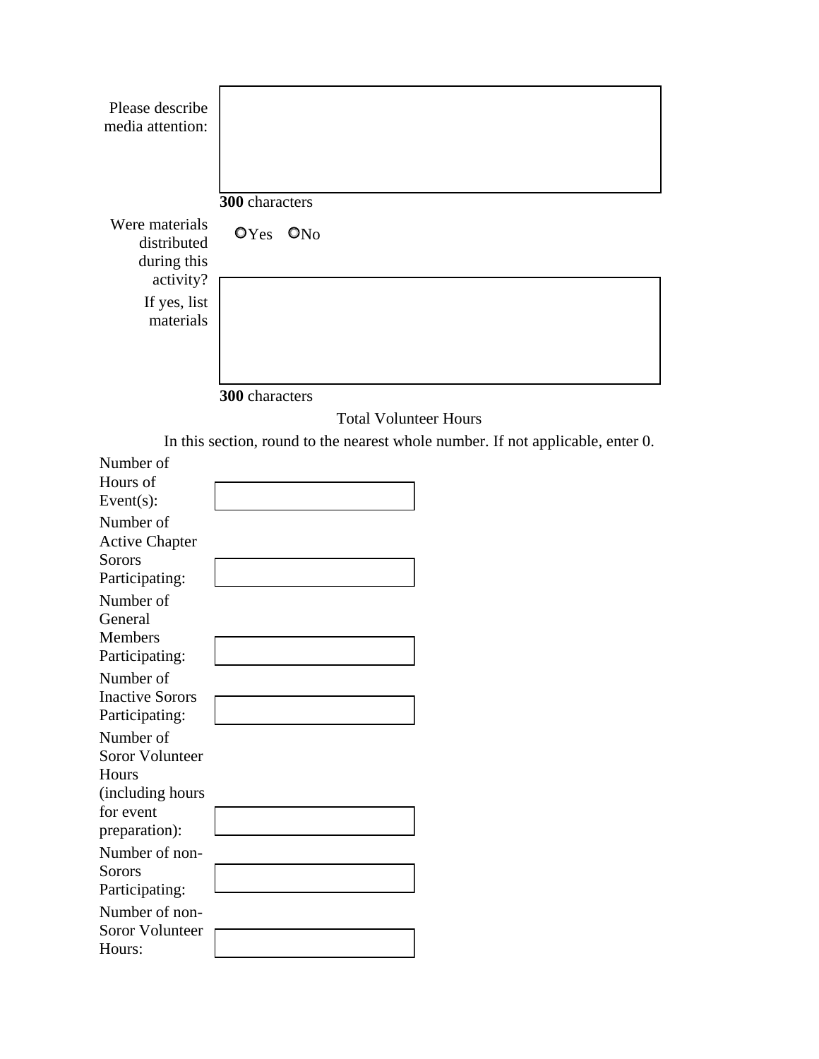Please describe media attention:

**300** characters

Were materials distributed during this activity?

○Yes ○No

If yes, list materials

**300** characters

Total Volunteer Hours

In this section, round to the nearest whole number. If not applicable, enter 0.

Number of Hours of Event(s):

Number of Active Chapter Sorors Participating:

Number of General Members Participating:

Number of Inactive Sorors Participating:

Number of Soror Volunteer Hours (including hours for event preparation):

Number of non-Sorors Participating:

Number of non-Soror Volunteer Hours: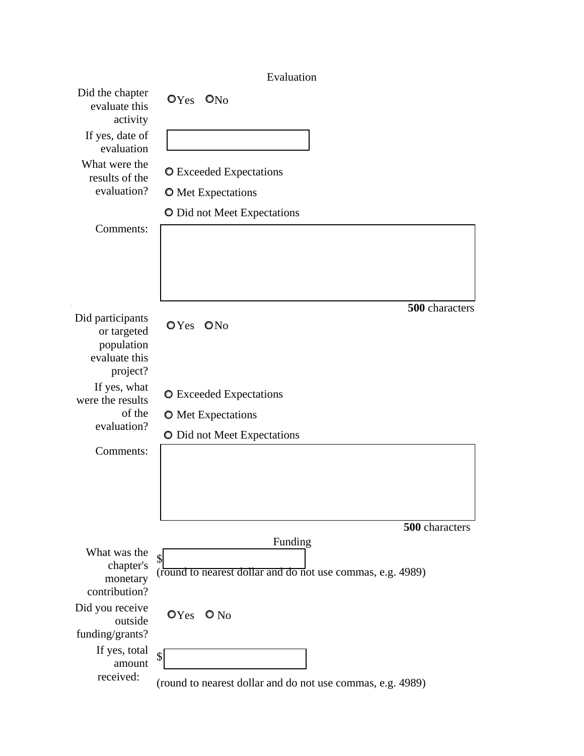## Evaluation

Did the chapter evaluate this activity

○ Yes ○ No

If yes, date of evaluation

What were the results of the evaluation?

○ Exceeded Expectations

○ Met Expectations

○ Did not Meet Expectations

Comments:

**500** characters

Did participants or targeted population evaluate this project?

○ Yes ○ No

If yes, what were the results of the evaluation?

○ Exceeded Expectations

○ Met Expectations

○ Did not Meet Expectations

Comments:

**500** characters

## Funding

What was the chapter's monetary contribution?

$

(round to nearest dollar and do not use commas, e.g. 4989)

Did you receive outside funding/grants?

○ Yes ○ No

If yes, total amount received:

$

(round to nearest dollar and do not use commas, e.g. 4989)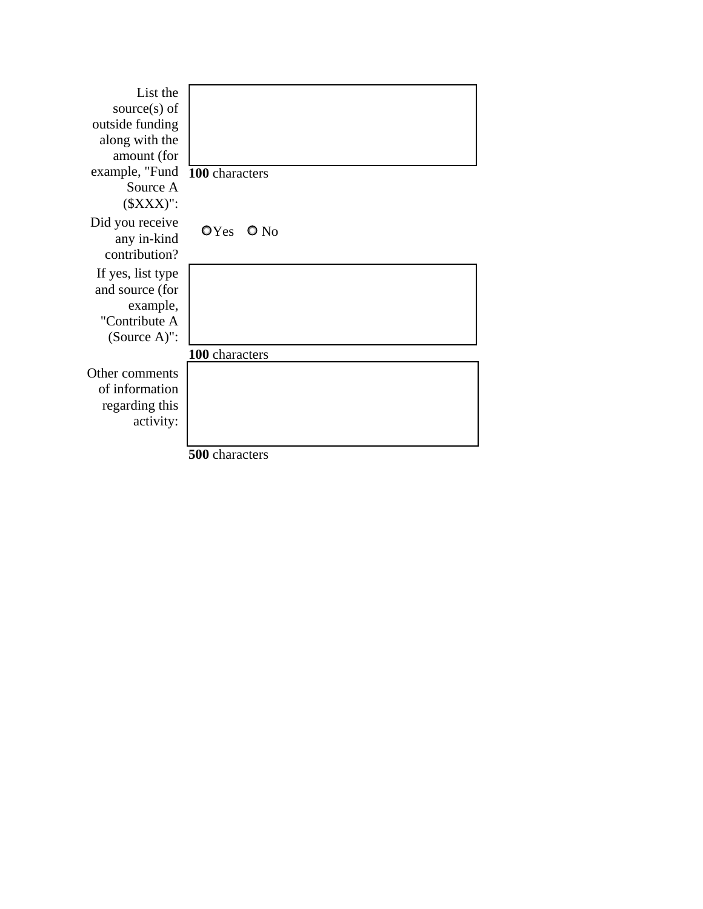List the source(s) of outside funding along with the amount (for example, "Fund Source A ($XXX)":

**100** characters

Did you receive any in-kind contribution?

○ Yes ○ No

If yes, list type and source (for example, "Contribute A (Source A)":

**100** characters

Other comments of information regarding this activity:

**500** characters